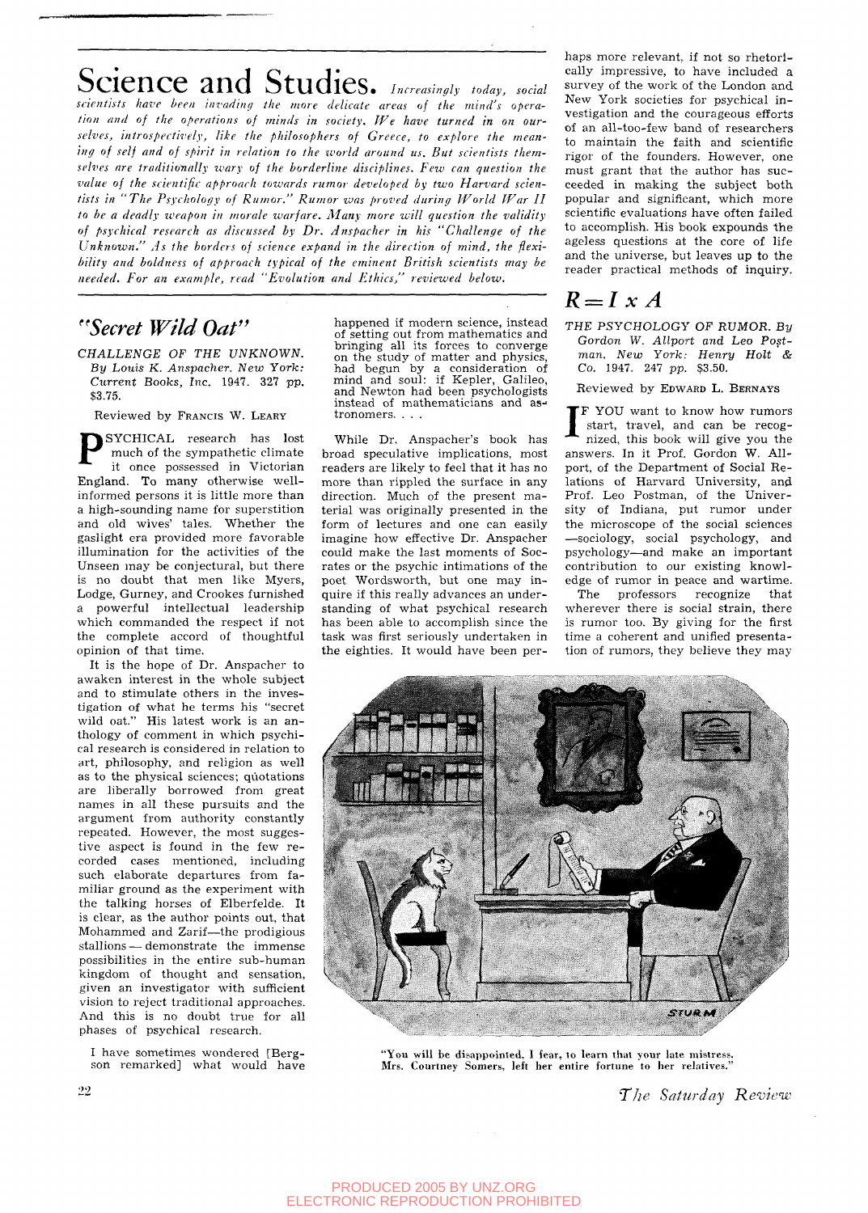# Science and Studies.

*Increasingly today, social scientists have been invading the more delicate areas of the mind's operation and of the operations of minds in society. We have turned in on ourselves, introspectively, like the philosophers of Greece, to explore the meaning of self and of spirit in relation to the world around us. But scientists themselves are traditionally wary of the borderline disciplines. Few can question the value of the scientific approach towards rumor developed by two Harvard scientists in "The Psychology of Rumor." Rumor was proved during World War II to be a deadly weapon in morale warfare. Many more will question the validity of psychical research as discussed by Dr. Anspacher in his "Challenge of the Unknown." As the borders of science expand in the direction of mind, the flexibility and boldness of approach typical of the eminent British scientists may be needed. For an example, read "Evolution and Ethics," reviewed below.*

## "Secret Wild Oat"

CHALLENGE OF THE UNKNOWN. By Louis K. Anspacher. New York: Current Books, Inc. 1947. 327 pp. $3.75.

Reviewed by FRANCIS W. LEARY

PSYCHICAL research has lost much of the sympathetic climate it once possessed in Victorian England. To many otherwise well-informed persons it is little more than a high-sounding name for superstition and old wives' tales. Whether the gaslight era provided more favorable illumination for the activities of the Unseen may be conjectural, but there is no doubt that men like Myers, Lodge, Gurney, and Crookes furnished a powerful intellectual leadership which commanded the respect if not the complete accord of thoughtful opinion of that time.

It is the hope of Dr. Anspacher to awaken interest in the whole subject and to stimulate others in the investigation of what he terms his "secret wild oat." His latest work is an anthology of comment in which psychical research is considered in relation to art, philosophy, and religion as well as to the physical sciences; quotations are liberally borrowed from great names in all these pursuits and the argument from authority constantly repeated. However, the most suggestive aspect is found in the few recorded cases mentioned, including such elaborate departures from familiar ground as the experiment with the talking horses of Elberfelde. It is clear, as the author points out, that Mohammed and Zarif—the prodigious stallions—demonstrate the immense possibilities in the entire sub-human kingdom of thought and sensation, given an investigator with sufficient vision to reject traditional approaches. And this is no doubt true for all phases of psychical research.

> I have sometimes wondered [Bergson remarked] what would have happened if modern science, instead of setting out from mathematics and bringing all its forces to converge on the study of matter and physics, had begun by a consideration of mind and soul: if Kepler, Galileo, and Newton had been psychologists instead of mathematicians and astronomers. . . .

While Dr. Anspacher's book has broad speculative implications, most readers are likely to feel that it has no more than rippled the surface in any direction. Much of the present material was originally presented in the form of lectures and one can easily imagine how effective Dr. Anspacher could make the last moments of Socrates or the psychic intimations of the poet Wordsworth, but one may inquire if this really advances an understanding of what psychical research has been able to accomplish since the task was first seriously undertaken in the eighties. It would have been perhaps more relevant, if not so rhetorically impressive, to have included a survey of the work of the London and New York societies for psychical investigation and the courageous efforts of an all-too-few band of researchers to maintain the faith and scientific rigor of the founders. However, one must grant that the author has succeeded in making the subject both popular and significant, which more scientific evaluations have often failed to accomplish. His book expounds the ageless questions at the core of life and the universe, but leaves up to the reader practical methods of inquiry.

## $R = I \times A$

THE PSYCHOLOGY OF RUMOR. By Gordon W. Allport and Leo Postman. New York: Henry Holt & Co. 1947. 247 pp. $3.50.

Reviewed by EDWARD L. BERNAYS

IF YOU want to know how rumors start, travel, and can be recognized, this book will give you the answers. In it Prof. Gordon W. Allport, of the Department of Social Relations of Harvard University, and Prof. Leo Postman, of the University of Indiana, put rumor under the microscope of the social sciences—sociology, social psychology, and psychology—and make an important contribution to our existing knowledge of rumor in peace and wartime.

The professors recognize that wherever there is social strain, there is rumor too. By giving for the first time a coherent and unified presentation of rumors, they believe they may

"You will be disappointed, I fear, to learn that your late mistress, Mrs. Courtney Somers, left her entire fortune to her relatives."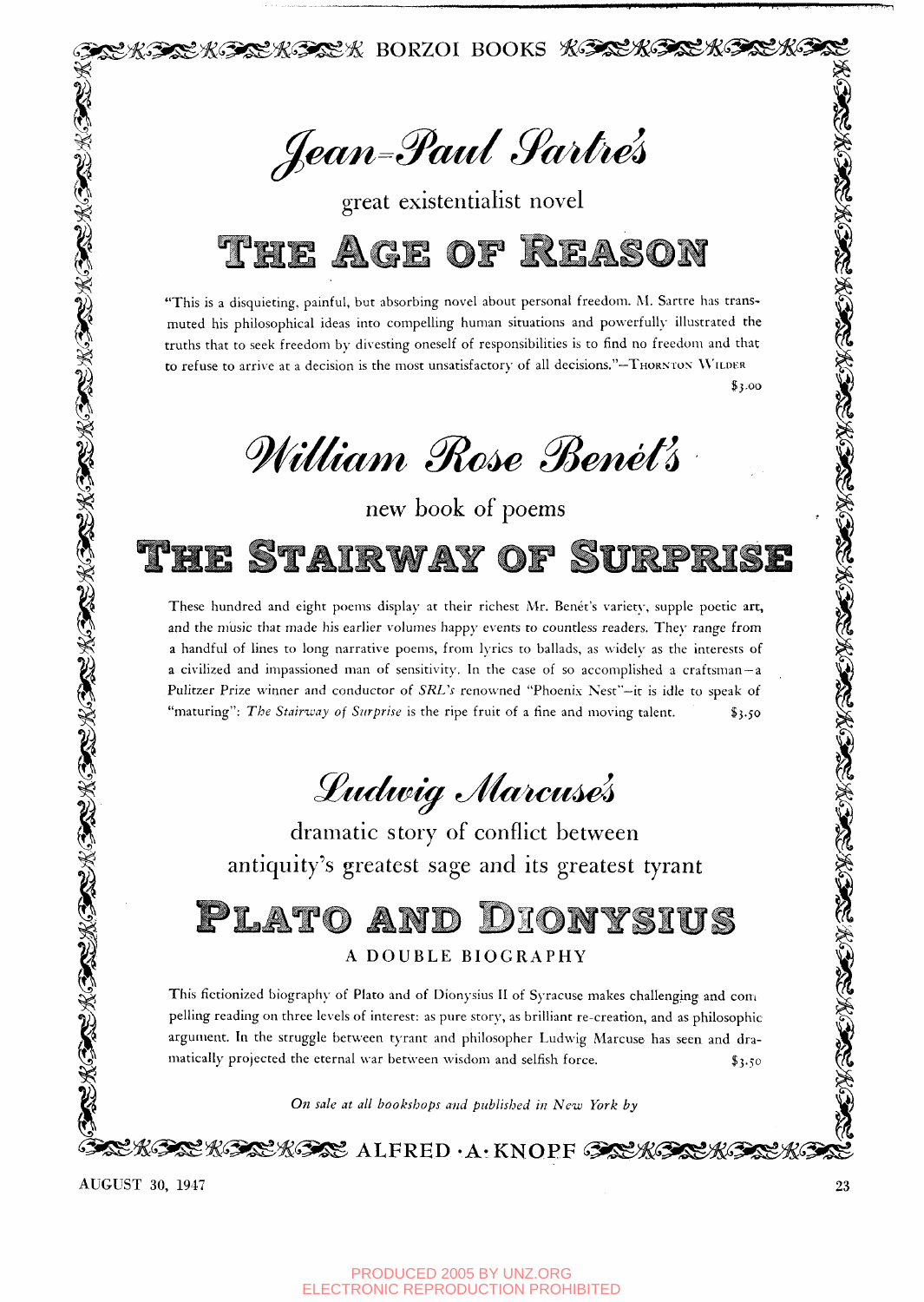BORZOI BOOKS

# *Jean-Paul Sartre's*

great existentialist novel

## THE AGE OF REASON

"This is a disquieting, painful, but absorbing novel about personal freedom. M. Sartre has transmuted his philosophical ideas into compelling human situations and powerfully illustrated the truths that to seek freedom by divesting oneself of responsibilities is to find no freedom and that to refuse to arrive at a decision is the most unsatisfactory of all decisions."—THORNTON WILDER

$3.00

# *William Rose Benét's*

new book of poems

## THE STAIRWAY OF SURPRISE

These hundred and eight poems display at their richest Mr. Benét's variety, supple poetic art, and the music that made his earlier volumes happy events to countless readers. They range from a handful of lines to long narrative poems, from lyrics to ballads, as widely as the interests of a civilized and impassioned man of sensitivity. In the case of so accomplished a craftsman—a Pulitzer Prize winner and conductor of *SRL's* renowned "Phoenix Nest"—it is idle to speak of "maturing": *The Stairway of Surprise* is the ripe fruit of a fine and moving talent. $3.50

# *Ludwig Marcuse's*

dramatic story of conflict between antiquity's greatest sage and its greatest tyrant

## PLATO AND DIONYSIUS

A DOUBLE BIOGRAPHY

This fictionized biography of Plato and of Dionysius II of Syracuse makes challenging and compelling reading on three levels of interest: as pure story, as brilliant re-creation, and as philosophic argument. In the struggle between tyrant and philosopher Ludwig Marcuse has seen and dramatically projected the eternal war between wisdom and selfish force. $3.50

*On sale at all bookshops and published in New York by*

ALFRED · A · KNOPF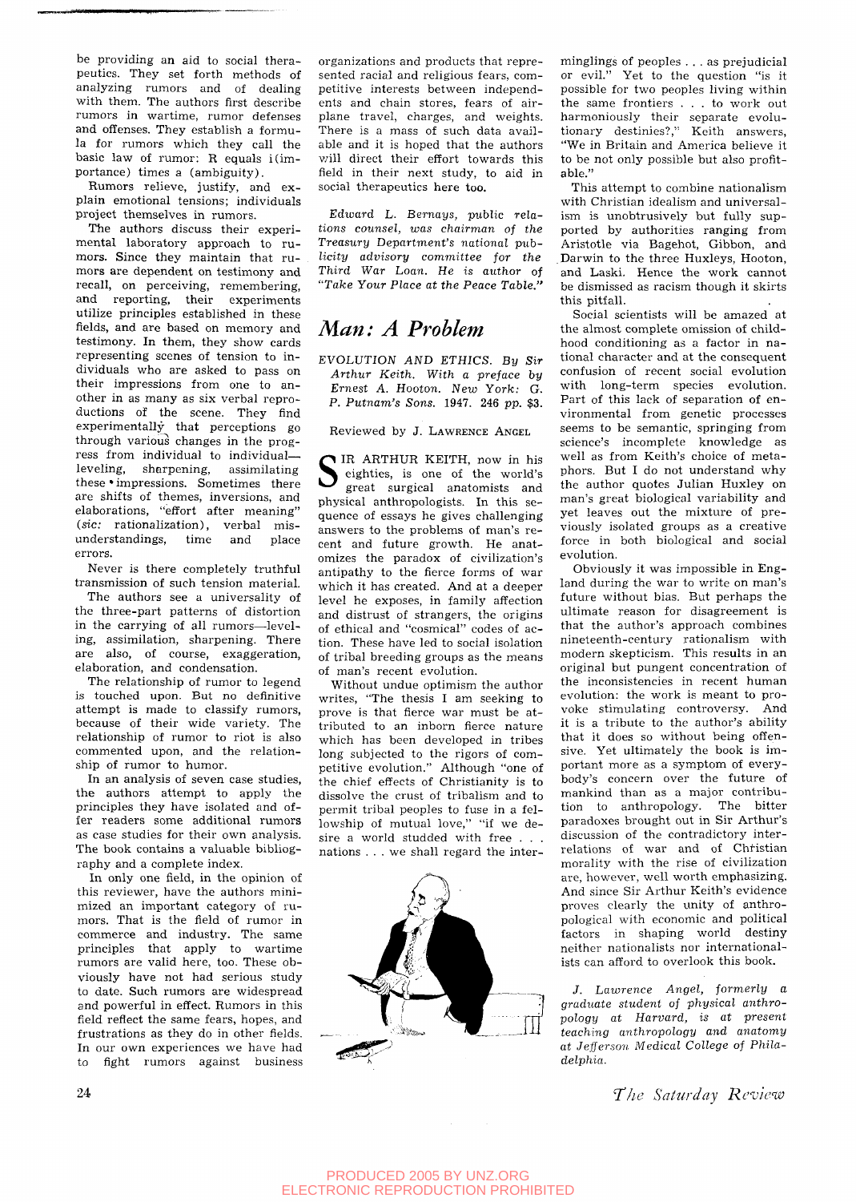be providing an aid to social therapeutics. They set forth methods of analyzing rumors and of dealing with them. The authors first describe rumors in wartime, rumor defenses and offenses. They establish a formula for rumors which they call the basic law of rumor: R equals i(importance) times a (ambiguity).

Rumors relieve, justify, and explain emotional tensions; individuals project themselves in rumors.

The authors discuss their experimental laboratory approach to rumors. Since they maintain that rumors are dependent on testimony and recall, on perceiving, remembering, and reporting, their experiments utilize principles established in these fields, and are based on memory and testimony. In them, they show cards representing scenes of tension to individuals who are asked to pass on their impressions from one to another in as many as six verbal reproductions of the scene. They find experimentally that perceptions go through various changes in the progress from individual to individual—leveling, sharpening, assimilating these impressions. Sometimes there are shifts of themes, inversions, and elaborations, "effort after meaning" (*sic:* rationalization), verbal misunderstandings, time and place errors.

Never is there completely truthful transmission of such tension material.

The authors see a universality of the three-part patterns of distortion in the carrying of all rumors—leveling, assimilation, sharpening. There are also, of course, exaggeration, elaboration, and condensation.

The relationship of rumor to legend is touched upon. But no definitive attempt is made to classify rumors, because of their wide variety. The relationship of rumor to riot is also commented upon, and the relationship of rumor to humor.

In an analysis of seven case studies, the authors attempt to apply the principles they have isolated and offer readers some additional rumors as case studies for their own analysis. The book contains a valuable bibliography and a complete index.

In only one field, in the opinion of this reviewer, have the authors minimized an important category of rumors. That is the field of rumor in commerce and industry. The same principles that apply to wartime rumors are valid here, too. These obviously have not had serious study to date. Such rumors are widespread and powerful in effect. Rumors in this field reflect the same fears, hopes, and frustrations as they do in other fields. In our own experiences we have had to fight rumors against business organizations and products that represented racial and religious fears, competitive interests between independents and chain stores, fears of airplane travel, charges, and weights. There is a mass of such data available and it is hoped that the authors will direct their effort towards this field in their next study, to aid in social therapeutics here too.

*Edward L. Bernays, public relations counsel, was chairman of the Treasury Department's national publicity advisory committee for the Third War Loan. He is author of "Take Your Place at the Peace Table."*

## Man: A Problem

EVOLUTION AND ETHICS. *By Sir Arthur Keith. With a preface by Ernest A. Hooton. New York: G. P. Putnam's Sons.* 1947. 246 pp. $3.

Reviewed by J. LAWRENCE ANGEL

SIR ARTHUR KEITH, now in his eighties, is one of the world's great surgical anatomists and physical anthropologists. In this sequence of essays he gives challenging answers to the problems of man's recent and future growth. He anatomizes the paradox of civilization's antipathy to the fierce forms of war which it has created. And at a deeper level he exposes, in family affection and distrust of strangers, the origins of ethical and "cosmical" codes of action. These have led to social isolation of tribal breeding groups as the means of man's recent evolution.

Without undue optimism the author writes, "The thesis I am seeking to prove is that fierce war must be attributed to an inborn fierce nature which has been developed in tribes long subjected to the rigors of competitive evolution." Although "one of the chief effects of Christianity is to dissolve the crust of tribalism and to permit tribal peoples to fuse in a fellowship of mutual love," "if we desire a world studded with free . . . nations . . . we shall regard the interminglings of peoples . . . as prejudicial or evil." Yet to the question "is it possible for two peoples living within the same frontiers . . . to work out harmoniously their separate evolutionary destinies?," Keith answers, "We in Britain and America believe it to be not only possible but also profitable."

This attempt to combine nationalism with Christian idealism and universalism is unobtrusively but fully supported by authorities ranging from Aristotle via Bagehot, Gibbon, and Darwin to the three Huxleys, Hooton, and Laski. Hence the work cannot be dismissed as racism though it skirts this pitfall.

Social scientists will be amazed at the almost complete omission of childhood conditioning as a factor in national character and at the consequent confusion of recent social evolution with long-term species evolution. Part of this lack of separation of environmental from genetic processes seems to be semantic, springing from science's incomplete knowledge as well as from Keith's choice of metaphors. But I do not understand why the author quotes Julian Huxley on man's great biological variability and yet leaves out the mixture of previously isolated groups as a creative force in both biological and social evolution.

Obviously it was impossible in England during the war to write on man's future without bias. But perhaps the ultimate reason for disagreement is that the author's approach combines nineteenth-century rationalism with modern skepticism. This results in an original but pungent concentration of the inconsistencies in recent human evolution: the work is meant to provoke stimulating controversy. And it is a tribute to the author's ability that it does so without being offensive. Yet ultimately the book is important more as a symptom of everybody's concern over the future of mankind than as a major contribution to anthropology. The bitter paradoxes brought out in Sir Arthur's discussion of the contradictory interrelations of war and of Christian morality with the rise of civilization are, however, well worth emphasizing. And since Sir Arthur Keith's evidence proves clearly the unity of anthropological with economic and political factors in shaping world destiny neither nationalists nor internationalists can afford to overlook this book.

*J. Lawrence Angel, formerly a graduate student of physical anthropology at Harvard, is at present teaching anthropology and anatomy at Jefferson Medical College of Philadelphia.*